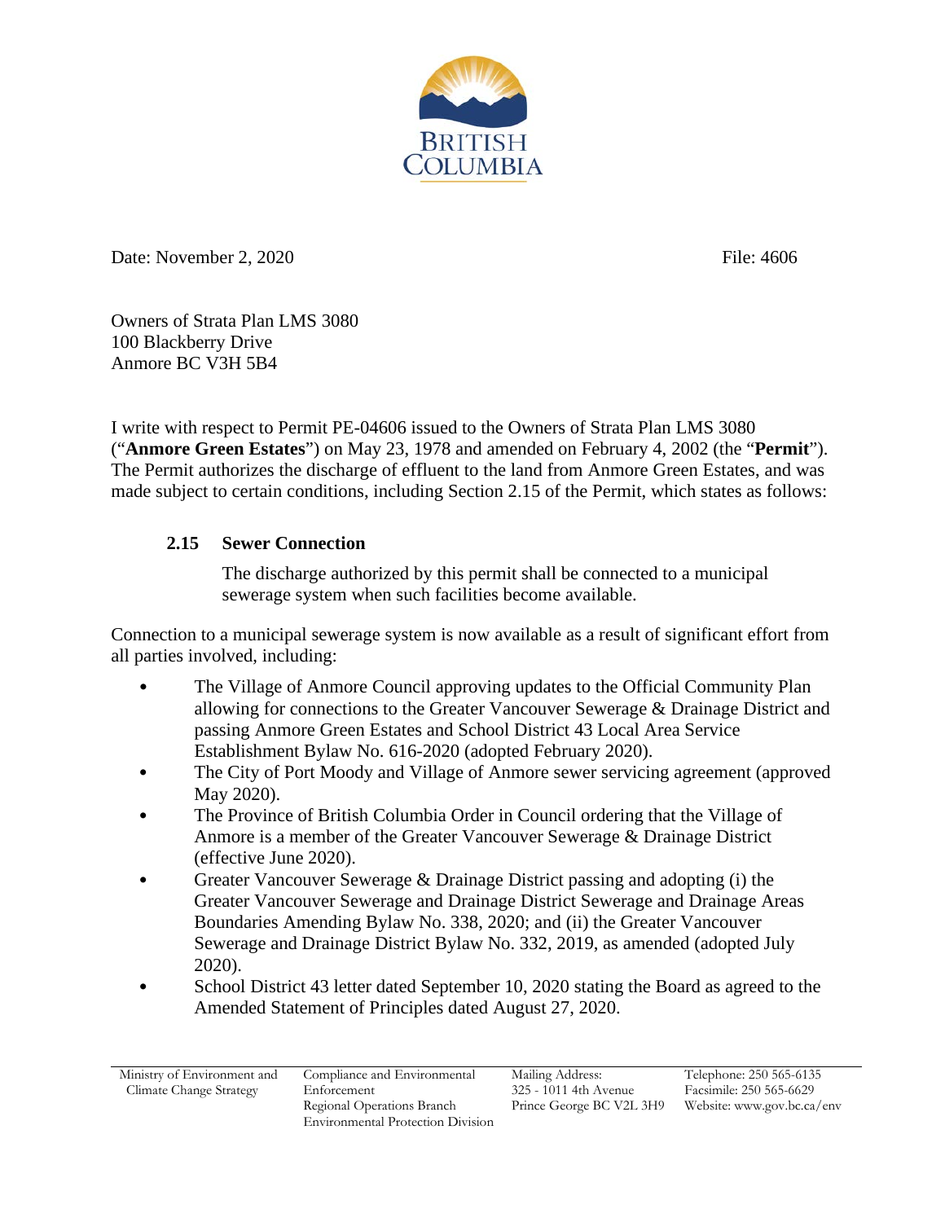BRITISH COLUMBIA

Date: November 2, 2020 File: 4606

Owners of Strata Plan LMS 3080
100 Blackberry Drive
Anmore BC V3H 5B4

I write with respect to Permit PE-04606 issued to the Owners of Strata Plan LMS 3080 ("**Anmore Green Estates**") on May 23, 1978 and amended on February 4, 2002 (the "**Permit**"). The Permit authorizes the discharge of effluent to the land from Anmore Green Estates, and was made subject to certain conditions, including Section 2.15 of the Permit, which states as follows:

**2.15 Sewer Connection**

The discharge authorized by this permit shall be connected to a municipal sewerage system when such facilities become available.

Connection to a municipal sewerage system is now available as a result of significant effort from all parties involved, including:

- The Village of Anmore Council approving updates to the Official Community Plan allowing for connections to the Greater Vancouver Sewerage & Drainage District and passing Anmore Green Estates and School District 43 Local Area Service Establishment Bylaw No. 616-2020 (adopted February 2020).
- The City of Port Moody and Village of Anmore sewer servicing agreement (approved May 2020).
- The Province of British Columbia Order in Council ordering that the Village of Anmore is a member of the Greater Vancouver Sewerage & Drainage District (effective June 2020).
- Greater Vancouver Sewerage & Drainage District passing and adopting (i) the Greater Vancouver Sewerage and Drainage District Sewerage and Drainage Areas Boundaries Amending Bylaw No. 338, 2020; and (ii) the Greater Vancouver Sewerage and Drainage District Bylaw No. 332, 2019, as amended (adopted July 2020).
- School District 43 letter dated September 10, 2020 stating the Board as agreed to the Amended Statement of Principles dated August 27, 2020.

Ministry of Environment and Climate Change Strategy | Compliance and Environmental Enforcement, Regional Operations Branch, Environmental Protection Division | Mailing Address: 325 - 1011 4th Avenue, Prince George BC V2L 3H9 | Telephone: 250 565-6135, Facsimile: 250 565-6629, Website: www.gov.bc.ca/env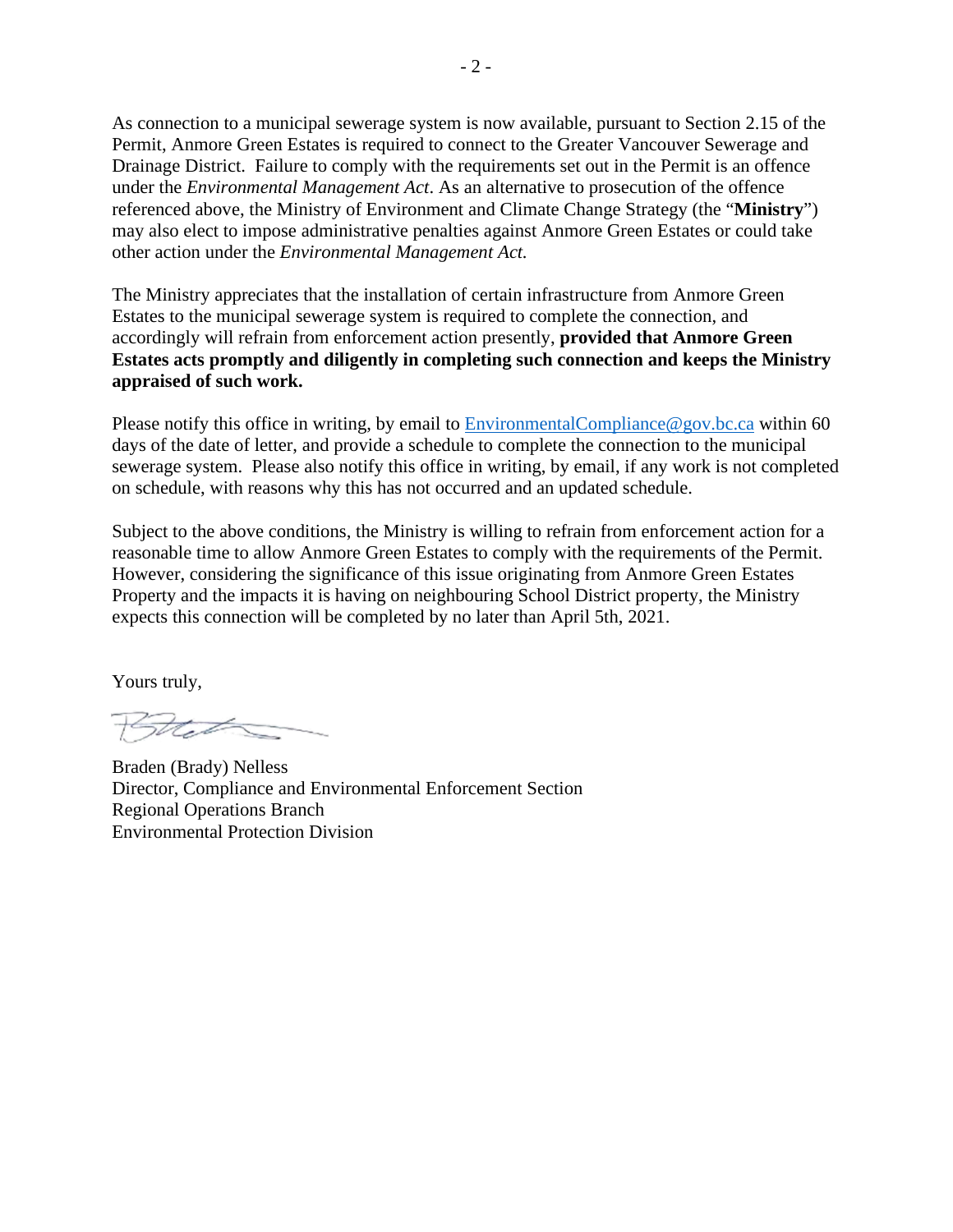As connection to a municipal sewerage system is now available, pursuant to Section 2.15 of the Permit, Anmore Green Estates is required to connect to the Greater Vancouver Sewerage and Drainage District. Failure to comply with the requirements set out in the Permit is an offence under the *Environmental Management Act*. As an alternative to prosecution of the offence referenced above, the Ministry of Environment and Climate Change Strategy (the "**Ministry**") may also elect to impose administrative penalties against Anmore Green Estates or could take other action under the *Environmental Management Act.*

The Ministry appreciates that the installation of certain infrastructure from Anmore Green Estates to the municipal sewerage system is required to complete the connection, and accordingly will refrain from enforcement action presently, **provided that Anmore Green Estates acts promptly and diligently in completing such connection and keeps the Ministry appraised of such work.**

Please notify this office in writing, by email to EnvironmentalCompliance@gov.bc.ca within 60 days of the date of letter, and provide a schedule to complete the connection to the municipal sewerage system. Please also notify this office in writing, by email, if any work is not completed on schedule, with reasons why this has not occurred and an updated schedule.

Subject to the above conditions, the Ministry is willing to refrain from enforcement action for a reasonable time to allow Anmore Green Estates to comply with the requirements of the Permit. However, considering the significance of this issue originating from Anmore Green Estates Property and the impacts it is having on neighbouring School District property, the Ministry expects this connection will be completed by no later than April 5th, 2021.

Yours truly,

Braden (Brady) Nelless
Director, Compliance and Environmental Enforcement Section
Regional Operations Branch
Environmental Protection Division